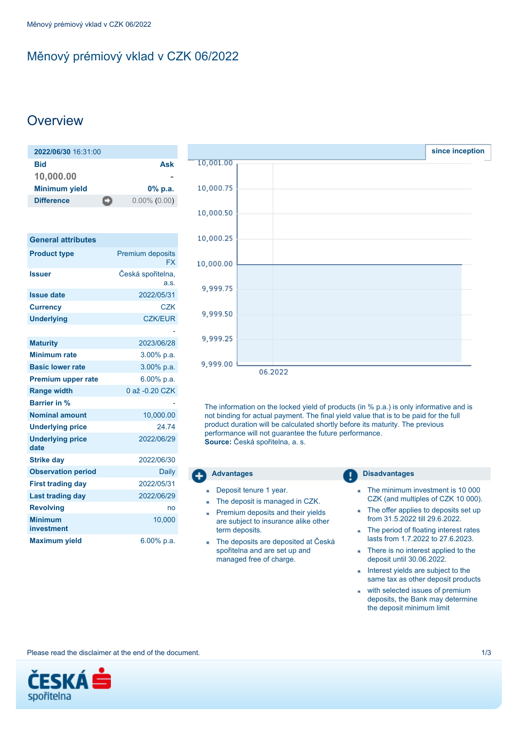# Měnový prémiový vklad v CZK 06/2022

## Overview

| 2022/06/30 16:31:00 | |
|---|---|
| **Bid** | **Ask** |
| **10,000.00** | - |
| **Minimum yield** | **0% p.a.** |
| **Difference** | 0.00% (0.00) |

| General attributes | |
|---|---|
| **Product type** | Premium deposits FX |
| **Issuer** | Česká spořitelna, a.s. |
| **Issue date** | 2022/05/31 |
| **Currency** | CZK |
| **Underlying** | CZK/EUR |
| | - |
| **Maturity** | 2023/06/28 |
| **Minimum rate** | 3.00% p.a. |
| **Basic lower rate** | 3.00% p.a. |
| **Premium upper rate** | 6.00% p.a. |
| **Range width** | 0 až -0.20 CZK |
| **Barrier in %** | - |
| **Nominal amount** | 10,000.00 |
| **Underlying price** | 24.74 |
| **Underlying price date** | 2022/06/29 |
| **Strike day** | 2022/06/30 |
| **Observation period** | Daily |
| **First trading day** | 2022/05/31 |
| **Last trading day** | 2022/06/29 |
| **Revolving** | no |
| **Minimum investment** | 10,000 |
| **Maximum yield** | 6.00% p.a. |

since inception

The information on the locked yield of products (in % p.a.) is only informative and is not binding for actual payment. The final yield value that is to be paid for the full product duration will be calculated shortly before its maturity. The previous performance will not guarantee the future performance.
**Source:** Česká spořitelna, a. s.

### Advantages

- Deposit tenure 1 year.
- The deposit is managed in CZK.
- Premium deposits and their yields are subject to insurance alike other term deposits.
- The deposits are deposited at Česká spořitelna and are set up and managed free of charge.

### Disadvantages

- The minimum investment is 10 000 CZK (and multiples of CZK 10 000).
- The offer applies to deposits set up from 31.5.2022 till 29.6.2022.
- The period of floating interest rates lasts from 1.7.2022 to 27.6.2023.
- There is no interest applied to the deposit until 30.06.2022.
- Interest yields are subject to the same tax as other deposit products
- with selected issues of premium deposits, the Bank may determine the deposit minimum limit

Please read the disclaimer at the end of the document.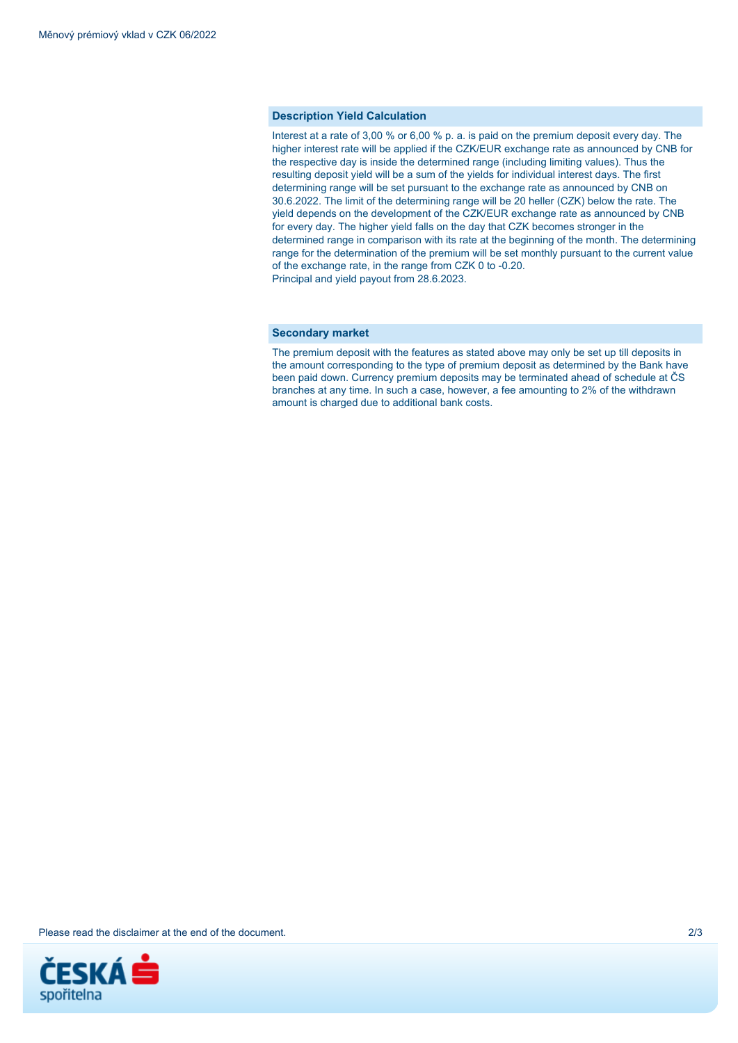## Description Yield Calculation

Interest at a rate of 3,00 % or 6,00 % p. a. is paid on the premium deposit every day. The higher interest rate will be applied if the CZK/EUR exchange rate as announced by CNB for the respective day is inside the determined range (including limiting values). Thus the resulting deposit yield will be a sum of the yields for individual interest days. The first determining range will be set pursuant to the exchange rate as announced by CNB on 30.6.2022. The limit of the determining range will be 20 heller (CZK) below the rate. The yield depends on the development of the CZK/EUR exchange rate as announced by CNB for every day. The higher yield falls on the day that CZK becomes stronger in the determined range in comparison with its rate at the beginning of the month. The determining range for the determination of the premium will be set monthly pursuant to the current value of the exchange rate, in the range from CZK 0 to -0.20.
Principal and yield payout from 28.6.2023.

## Secondary market

The premium deposit with the features as stated above may only be set up till deposits in the amount corresponding to the type of premium deposit as determined by the Bank have been paid down. Currency premium deposits may be terminated ahead of schedule at ČS branches at any time. In such a case, however, a fee amounting to 2% of the withdrawn amount is charged due to additional bank costs.

Please read the disclaimer at the end of the document.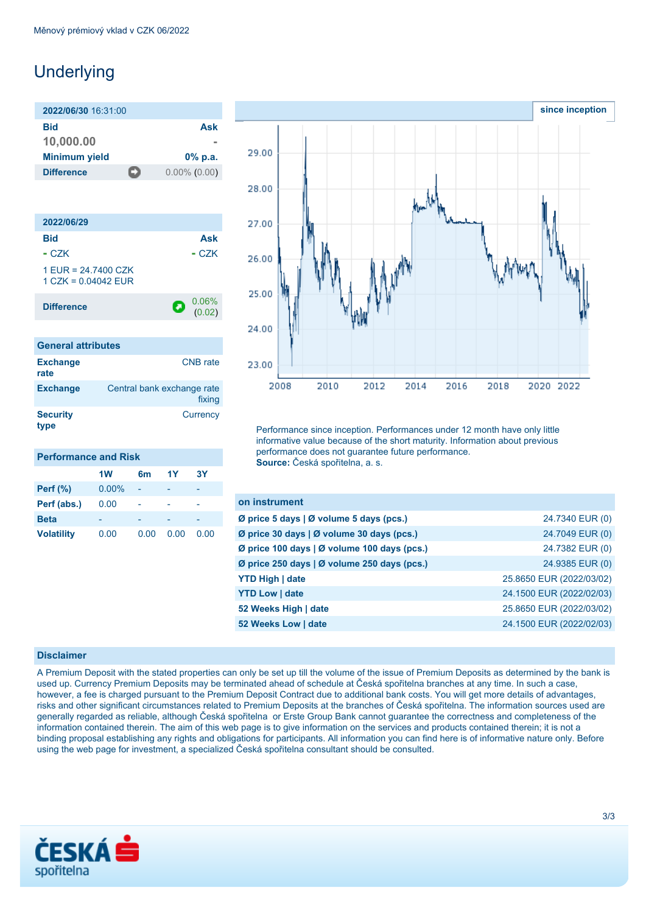# Underlying

| 2022/06/30 16:31:00 | |
|---|---|
| **Bid** | **Ask** |
| 10,000.00 | - |
| **Minimum yield** | **0% p.a.** |
| **Difference** | 0.00% (0.00) |

| 2022/06/29 | |
|---|---|
| **Bid** | **Ask** |
| - CZK | - CZK |
| 1 EUR = 24.7400 CZK<br>1 CZK = 0.04042 EUR | |
| **Difference** | 0.06% (0.02) |

## General attributes

| | |
|---|---|
| **Exchange rate** | CNB rate |
| **Exchange** | Central bank exchange rate fixing |
| **Security type** | Currency |

## Performance and Risk

| | 1W | 6m | 1Y | 3Y |
|---|---|---|---|---|
| **Perf (%)** | 0.00% | - | - | - |
| **Perf (abs.)** | 0.00 | - | - | - |
| **Beta** | - | - | - | - |
| **Volatility** | 0.00 | 0.00 | 0.00 | 0.00 |

since inception

29.00
28.00
27.00
26.00
25.00
24.00
23.00

2008 2010 2012 2014 2016 2018 2020 2022

Performance since inception. Performances under 12 month have only little informative value because of the short maturity. Information about previous performance does not guarantee future performance.
**Source:** Česká spořitelna, a. s.

## on instrument

| | |
|---|---|
| **Ø price 5 days \| Ø volume 5 days (pcs.)** | 24.7340 EUR (0) |
| **Ø price 30 days \| Ø volume 30 days (pcs.)** | 24.7049 EUR (0) |
| **Ø price 100 days \| Ø volume 100 days (pcs.)** | 24.7382 EUR (0) |
| **Ø price 250 days \| Ø volume 250 days (pcs.)** | 24.9385 EUR (0) |
| **YTD High \| date** | 25.8650 EUR (2022/03/02) |
| **YTD Low \| date** | 24.1500 EUR (2022/02/03) |
| **52 Weeks High \| date** | 25.8650 EUR (2022/03/02) |
| **52 Weeks Low \| date** | 24.1500 EUR (2022/02/03) |

## Disclaimer

A Premium Deposit with the stated properties can only be set up till the volume of the issue of Premium Deposits as determined by the bank is used up. Currency Premium Deposits may be terminated ahead of schedule at Česká spořitelna branches at any time. In such a case, however, a fee is charged pursuant to the Premium Deposit Contract due to additional bank costs. You will get more details of advantages, risks and other significant circumstances related to Premium Deposits at the branches of Česká spořitelna. The information sources used are generally regarded as reliable, although Česká spořitelna or Erste Group Bank cannot guarantee the correctness and completeness of the information contained therein. The aim of this web page is to give information on the services and products contained therein; it is not a binding proposal establishing any rights and obligations for participants. All information you can find here is of informative nature only. Before using the web page for investment, a specialized Česká spořitelna consultant should be consulted.